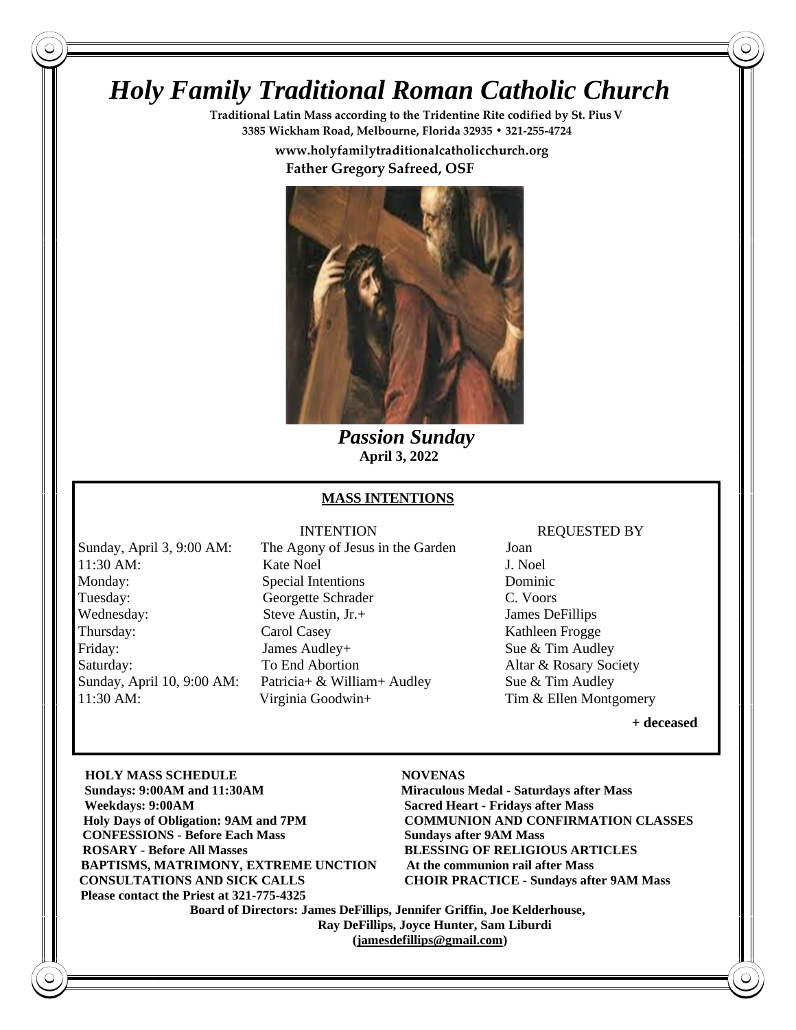# *Holy Family Traditional Roman Catholic Church*

**Traditional Latin Mass according to the Tridentine Rite codified by St. Pius V**
**3385 Wickham Road, Melbourne, Florida 32935 • 321-255-4724**

**www.holyfamilytraditionalcatholicchurch.org**
**Father Gregory Safreed, OSF**

***Passion Sunday***
**April 3, 2022**

## MASS INTENTIONS

| | INTENTION | REQUESTED BY |
|---|---|---|
| Sunday, April 3, 9:00 AM: | The Agony of Jesus in the Garden | Joan |
| 11:30 AM: | Kate Noel | J. Noel |
| Monday: | Special Intentions | Dominic |
| Tuesday: | Georgette Schrader | C. Voors |
| Wednesday: | Steve Austin, Jr.+ | James DeFillips |
| Thursday: | Carol Casey | Kathleen Frogge |
| Friday: | James Audley+ | Sue & Tim Audley |
| Saturday: | To End Abortion | Altar & Rosary Society |
| Sunday, April 10, 9:00 AM: | Patricia+ & William+ Audley | Sue & Tim Audley |
| 11:30 AM: | Virginia Goodwin+ | Tim & Ellen Montgomery |

**+ deceased**

**HOLY MASS SCHEDULE**
**Sundays: 9:00AM and 11:30AM**
**Weekdays: 9:00AM**
**Holy Days of Obligation: 9AM and 7PM**
**CONFESSIONS - Before Each Mass**
**ROSARY - Before All Masses**
**BAPTISMS, MATRIMONY, EXTREME UNCTION**
**CONSULTATIONS AND SICK CALLS**
**Please contact the Priest at 321-775-4325**

**NOVENAS**
**Miraculous Medal - Saturdays after Mass**
**Sacred Heart - Fridays after Mass**
**COMMUNION AND CONFIRMATION CLASSES**
**Sundays after 9AM Mass**
**BLESSING OF RELIGIOUS ARTICLES**
**At the communion rail after Mass**
**CHOIR PRACTICE - Sundays after 9AM Mass**

**Board of Directors: James DeFillips, Jennifer Griffin, Joe Kelderhouse, Ray DeFillips, Joyce Hunter, Sam Liburdi**
**(jamesdefillips@gmail.com)**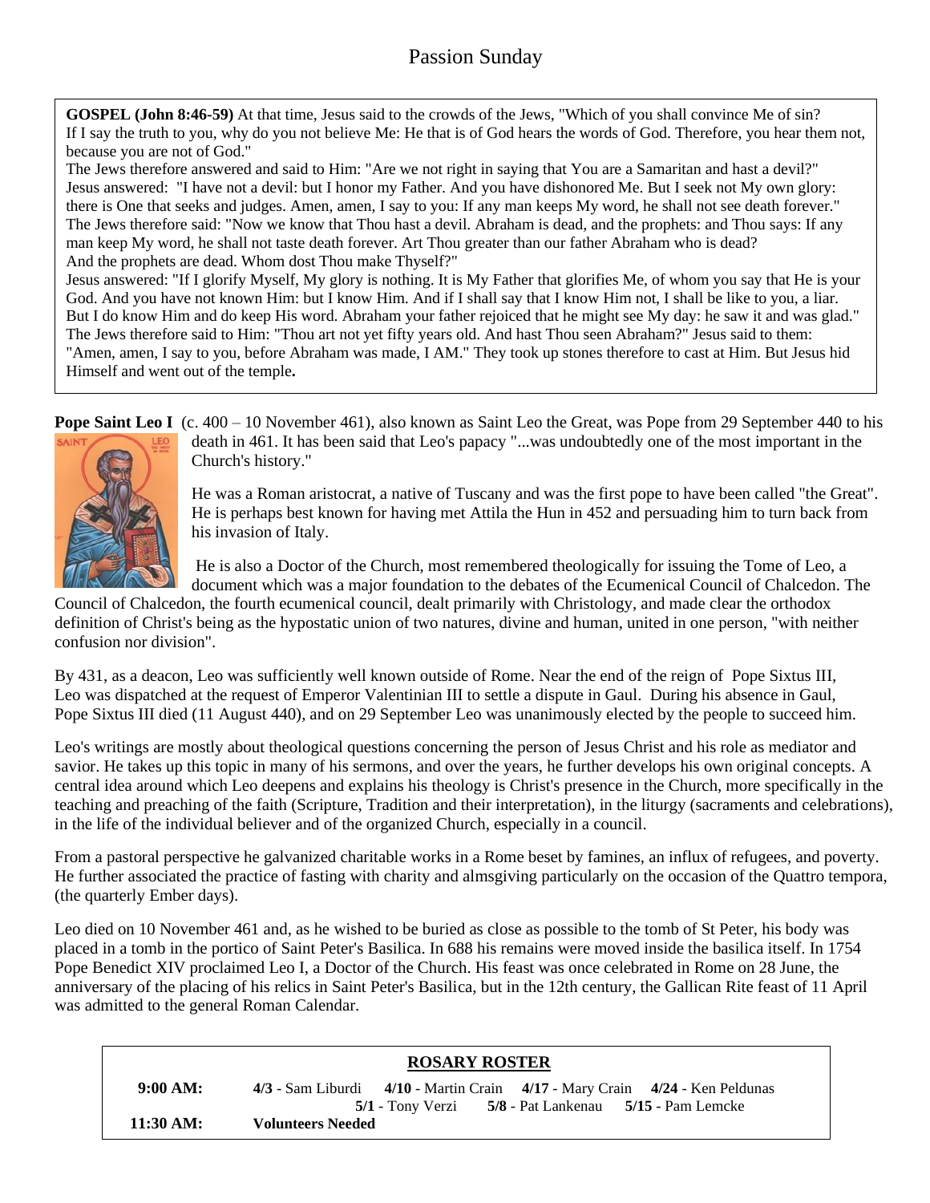# Passion Sunday

**GOSPEL (John 8:46-59)** At that time, Jesus said to the crowds of the Jews, "Which of you shall convince Me of sin? If I say the truth to you, why do you not believe Me: He that is of God hears the words of God. Therefore, you hear them not, because you are not of God."

The Jews therefore answered and said to Him: "Are we not right in saying that You are a Samaritan and hast a devil?" Jesus answered: "I have not a devil: but I honor my Father. And you have dishonored Me. But I seek not My own glory: there is One that seeks and judges. Amen, amen, I say to you: If any man keeps My word, he shall not see death forever." The Jews therefore said: "Now we know that Thou hast a devil. Abraham is dead, and the prophets: and Thou says: If any man keep My word, he shall not taste death forever. Art Thou greater than our father Abraham who is dead? And the prophets are dead. Whom dost Thou make Thyself?"

Jesus answered: "If I glorify Myself, My glory is nothing. It is My Father that glorifies Me, of whom you say that He is your God. And you have not known Him: but I know Him. And if I shall say that I know Him not, I shall be like to you, a liar. But I do know Him and do keep His word. Abraham your father rejoiced that he might see My day: he saw it and was glad." The Jews therefore said to Him: "Thou art not yet fifty years old. And hast Thou seen Abraham?" Jesus said to them: "Amen, amen, I say to you, before Abraham was made, I AM." They took up stones therefore to cast at Him. But Jesus hid Himself and went out of the temple**.**

**Pope Saint Leo I** (c. 400 – 10 November 461), also known as Saint Leo the Great, was Pope from 29 September 440 to his death in 461. It has been said that Leo's papacy "...was undoubtedly one of the most important in the Church's history."

He was a Roman aristocrat, a native of Tuscany and was the first pope to have been called "the Great". He is perhaps best known for having met Attila the Hun in 452 and persuading him to turn back from his invasion of Italy.

He is also a Doctor of the Church, most remembered theologically for issuing the Tome of Leo, a document which was a major foundation to the debates of the Ecumenical Council of Chalcedon. The Council of Chalcedon, the fourth ecumenical council, dealt primarily with Christology, and made clear the orthodox definition of Christ's being as the hypostatic union of two natures, divine and human, united in one person, "with neither confusion nor division".

By 431, as a deacon, Leo was sufficiently well known outside of Rome. Near the end of the reign of Pope Sixtus III, Leo was dispatched at the request of Emperor Valentinian III to settle a dispute in Gaul. During his absence in Gaul, Pope Sixtus III died (11 August 440), and on 29 September Leo was unanimously elected by the people to succeed him.

Leo's writings are mostly about theological questions concerning the person of Jesus Christ and his role as mediator and savior. He takes up this topic in many of his sermons, and over the years, he further develops his own original concepts. A central idea around which Leo deepens and explains his theology is Christ's presence in the Church, more specifically in the teaching and preaching of the faith (Scripture, Tradition and their interpretation), in the liturgy (sacraments and celebrations), in the life of the individual believer and of the organized Church, especially in a council.

From a pastoral perspective he galvanized charitable works in a Rome beset by famines, an influx of refugees, and poverty. He further associated the practice of fasting with charity and almsgiving particularly on the occasion of the Quattro tempora, (the quarterly Ember days).

Leo died on 10 November 461 and, as he wished to be buried as close as possible to the tomb of St Peter, his body was placed in a tomb in the portico of Saint Peter's Basilica. In 688 his remains were moved inside the basilica itself. In 1754 Pope Benedict XIV proclaimed Leo I, a Doctor of the Church. His feast was once celebrated in Rome on 28 June, the anniversary of the placing of his relics in Saint Peter's Basilica, but in the 12th century, the Gallican Rite feast of 11 April was admitted to the general Roman Calendar.

**ROSARY ROSTER**

**9:00 AM:** **4/3** - Sam Liburdi **4/10** - Martin Crain **4/17** - Mary Crain **4/24** - Ken Peldunas **5/1** - Tony Verzi **5/8** - Pat Lankenau **5/15** - Pam Lemcke

**11:30 AM:** **Volunteers Needed**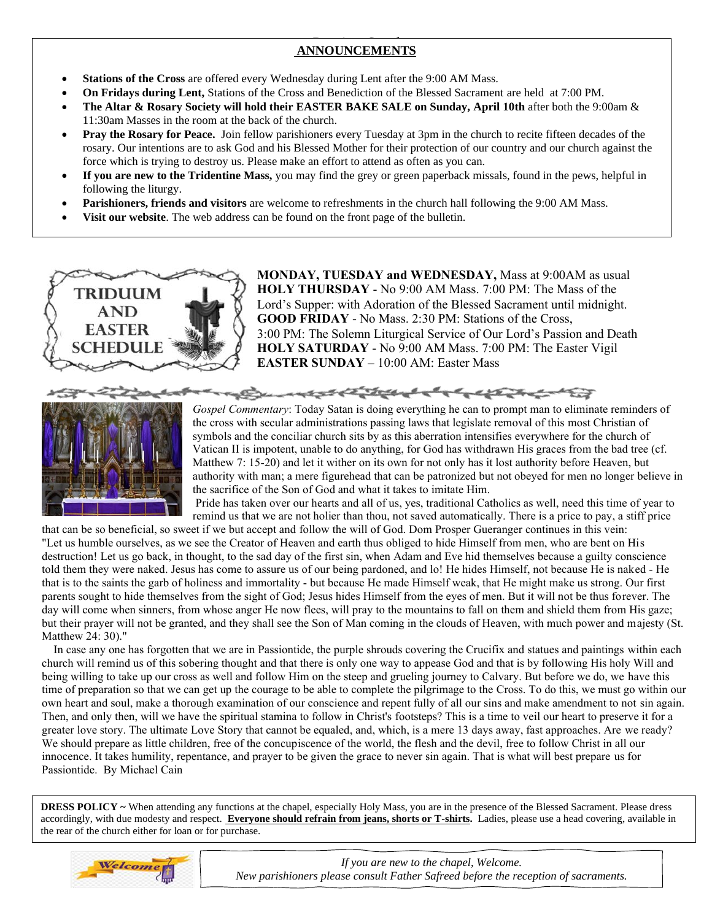## ANNOUNCEMENTS

- **Stations of the Cross** are offered every Wednesday during Lent after the 9:00 AM Mass.
- **On Fridays during Lent,** Stations of the Cross and Benediction of the Blessed Sacrament are held at 7:00 PM.
- **The Altar & Rosary Society will hold their EASTER BAKE SALE on Sunday, April 10th** after both the 9:00am & 11:30am Masses in the room at the back of the church.
- **Pray the Rosary for Peace.** Join fellow parishioners every Tuesday at 3pm in the church to recite fifteen decades of the rosary. Our intentions are to ask God and his Blessed Mother for their protection of our country and our church against the force which is trying to destroy us. Please make an effort to attend as often as you can.
- **If you are new to the Tridentine Mass,** you may find the grey or green paperback missals, found in the pews, helpful in following the liturgy.
- **Parishioners, friends and visitors** are welcome to refreshments in the church hall following the 9:00 AM Mass.
- **Visit our website**. The web address can be found on the front page of the bulletin.

## TRIDUUM AND EASTER SCHEDULE

**MONDAY, TUESDAY and WEDNESDAY,** Mass at 9:00AM as usual
**HOLY THURSDAY** - No 9:00 AM Mass. 7:00 PM: The Mass of the Lord's Supper: with Adoration of the Blessed Sacrament until midnight.
**GOOD FRIDAY** - No Mass. 2:30 PM: Stations of the Cross, 3:00 PM: The Solemn Liturgical Service of Our Lord's Passion and Death
**HOLY SATURDAY** - No 9:00 AM Mass. 7:00 PM: The Easter Vigil
**EASTER SUNDAY** – 10:00 AM: Easter Mass

*Gospel Commentary*: Today Satan is doing everything he can to prompt man to eliminate reminders of the cross with secular administrations passing laws that legislate removal of this most Christian of symbols and the conciliar church sits by as this aberration intensifies everywhere for the church of Vatican II is impotent, unable to do anything, for God has withdrawn His graces from the bad tree (cf. Matthew 7: 15-20) and let it wither on its own for not only has it lost authority before Heaven, but authority with man; a mere figurehead that can be patronized but not obeyed for men no longer believe in the sacrifice of the Son of God and what it takes to imitate Him.

Pride has taken over our hearts and all of us, yes, traditional Catholics as well, need this time of year to remind us that we are not holier than thou, not saved automatically. There is a price to pay, a stiff price that can be so beneficial, so sweet if we but accept and follow the will of God. Dom Prosper Gueranger continues in this vein: "Let us humble ourselves, as we see the Creator of Heaven and earth thus obliged to hide Himself from men, who are bent on His destruction! Let us go back, in thought, to the sad day of the first sin, when Adam and Eve hid themselves because a guilty conscience told them they were naked. Jesus has come to assure us of our being pardoned, and lo! He hides Himself, not because He is naked - He that is to the saints the garb of holiness and immortality - but because He made Himself weak, that He might make us strong. Our first parents sought to hide themselves from the sight of God; Jesus hides Himself from the eyes of men. But it will not be thus forever. The day will come when sinners, from whose anger He now flees, will pray to the mountains to fall on them and shield them from His gaze; but their prayer will not be granted, and they shall see the Son of Man coming in the clouds of Heaven, with much power and majesty (St. Matthew 24: 30)."

In case any one has forgotten that we are in Passiontide, the purple shrouds covering the Crucifix and statues and paintings within each church will remind us of this sobering thought and that there is only one way to appease God and that is by following His holy Will and being willing to take up our cross as well and follow Him on the steep and grueling journey to Calvary. But before we do, we have this time of preparation so that we can get up the courage to be able to complete the pilgrimage to the Cross. To do this, we must go within our own heart and soul, make a thorough examination of our conscience and repent fully of all our sins and make amendment to not sin again. Then, and only then, will we have the spiritual stamina to follow in Christ's footsteps? This is a time to veil our heart to preserve it for a greater love story. The ultimate Love Story that cannot be equaled, and, which, is a mere 13 days away, fast approaches. Are we ready? We should prepare as little children, free of the concupiscence of the world, the flesh and the devil, free to follow Christ in all our innocence. It takes humility, repentance, and prayer to be given the grace to never sin again. That is what will best prepare us for Passiontide. By Michael Cain

**DRESS POLICY ~** When attending any functions at the chapel, especially Holy Mass, you are in the presence of the Blessed Sacrament. Please dress accordingly, with due modesty and respect. **Everyone should refrain from jeans, shorts or T-shirts.** Ladies, please use a head covering, available in the rear of the church either for loan or for purchase.

Welcome

*If you are new to the chapel, Welcome.*
*New parishioners please consult Father Safreed before the reception of sacraments.*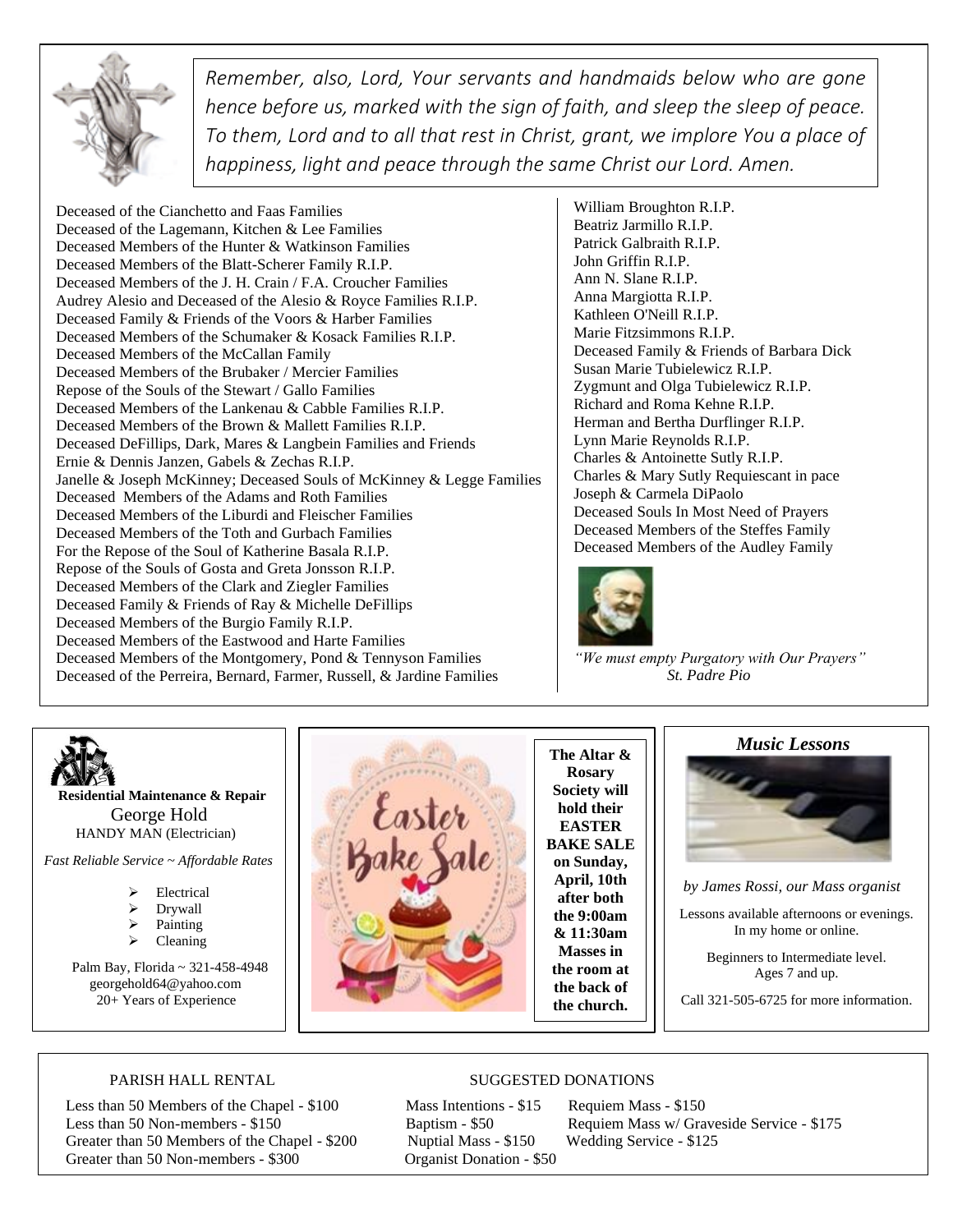*Remember, also, Lord, Your servants and handmaids below who are gone hence before us, marked with the sign of faith, and sleep the sleep of peace. To them, Lord and to all that rest in Christ, grant, we implore You a place of happiness, light and peace through the same Christ our Lord. Amen.*

Deceased of the Cianchetto and Faas Families
Deceased of the Lagemann, Kitchen & Lee Families
Deceased Members of the Hunter & Watkinson Families
Deceased Members of the Blatt-Scherer Family R.I.P.
Deceased Members of the J. H. Crain / F.A. Croucher Families
Audrey Alesio and Deceased of the Alesio & Royce Families R.I.P.
Deceased Family & Friends of the Voors & Harber Families
Deceased Members of the Schumaker & Kosack Families R.I.P.
Deceased Members of the McCallan Family
Deceased Members of the Brubaker / Mercier Families
Repose of the Souls of the Stewart / Gallo Families
Deceased Members of the Lankenau & Cabble Families R.I.P.
Deceased Members of the Brown & Mallett Families R.I.P.
Deceased DeFillips, Dark, Mares & Langbein Families and Friends
Ernie & Dennis Janzen, Gabels & Zechas R.I.P.
Janelle & Joseph McKinney; Deceased Souls of McKinney & Legge Families
Deceased Members of the Adams and Roth Families
Deceased Members of the Liburdi and Fleischer Families
Deceased Members of the Toth and Gurbach Families
For the Repose of the Soul of Katherine Basala R.I.P.
Repose of the Souls of Gosta and Greta Jonsson R.I.P.
Deceased Members of the Clark and Ziegler Families
Deceased Family & Friends of Ray & Michelle DeFillips
Deceased Members of the Burgio Family R.I.P.
Deceased Members of the Eastwood and Harte Families
Deceased Members of the Montgomery, Pond & Tennyson Families
Deceased of the Perreira, Bernard, Farmer, Russell, & Jardine Families

William Broughton R.I.P.
Beatriz Jarmillo R.I.P.
Patrick Galbraith R.I.P.
John Griffin R.I.P.
Ann N. Slane R.I.P.
Anna Margiotta R.I.P.
Kathleen O'Neill R.I.P.
Marie Fitzsimmons R.I.P.
Deceased Family & Friends of Barbara Dick
Susan Marie Tubielewicz R.I.P.
Zygmunt and Olga Tubielewicz R.I.P.
Richard and Roma Kehne R.I.P.
Herman and Bertha Durflinger R.I.P.
Lynn Marie Reynolds R.I.P.
Charles & Antoinette Sutly R.I.P.
Charles & Mary Sutly Requiescant in pace
Joseph & Carmela DiPaolo
Deceased Souls In Most Need of Prayers
Deceased Members of the Steffes Family
Deceased Members of the Audley Family

*"We must empty Purgatory with Our Prayers"*
*St. Padre Pio*

**Residential Maintenance & Repair**
George Hold
HANDY MAN (Electrician)

*Fast Reliable Service ~ Affordable Rates*

- Electrical
- Drywall
- Painting
- Cleaning

Palm Bay, Florida ~ 321-458-4948
georgehold64@yahoo.com
20+ Years of Experience

Easter Bake Sale

**The Altar & Rosary Society will hold their EASTER BAKE SALE on Sunday, April, 10th after both the 9:00am & 11:30am Masses in the room at the back of the church.**

***Music Lessons***

*by James Rossi, our Mass organist*

Lessons available afternoons or evenings. In my home or online.

Beginners to Intermediate level. Ages 7 and up.

Call 321-505-6725 for more information.

PARISH HALL RENTAL

Less than 50 Members of the Chapel - $100
Less than 50 Non-members - $150
Greater than 50 Members of the Chapel - $200
Greater than 50 Non-members - $300

SUGGESTED DONATIONS

Mass Intentions - $15
Baptism - $50
Nuptial Mass - $150
Organist Donation - $50
Requiem Mass - $150
Requiem Mass w/ Graveside Service - $175
Wedding Service - $125